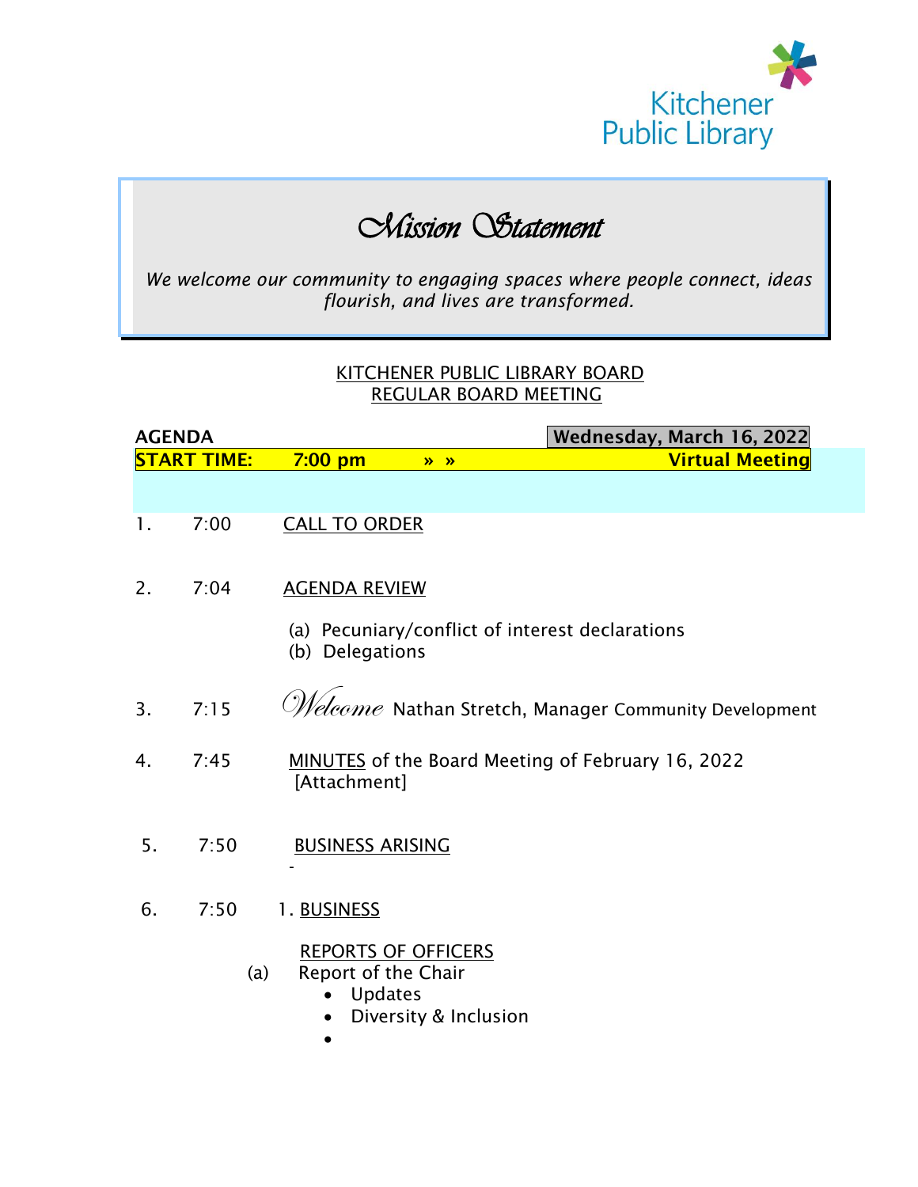Kitchener Public Library

# *Mission Statement*

*We welcome our community to engaging spaces where people connect, ideas flourish, and lives are transformed.*

## KITCHENER PUBLIC LIBRARY BOARD
## REGULAR BOARD MEETING

**AGENDA** **Wednesday, March 16, 2022**

**START TIME: 7:00 pm » » Virtual Meeting**

1. 7:00 CALL TO ORDER

2. 7:04 AGENDA REVIEW

   (a) Pecuniary/conflict of interest declarations
   (b) Delegations

3. 7:15 *Welcome* Nathan Stretch, Manager Community Development

4. 7:45 MINUTES of the Board Meeting of February 16, 2022 [Attachment]

5. 7:50 BUSINESS ARISING

   -

6. 7:50 1. BUSINESS

   REPORTS OF OFFICERS

   (a) Report of the Chair
   - Updates
   - Diversity & Inclusion
   -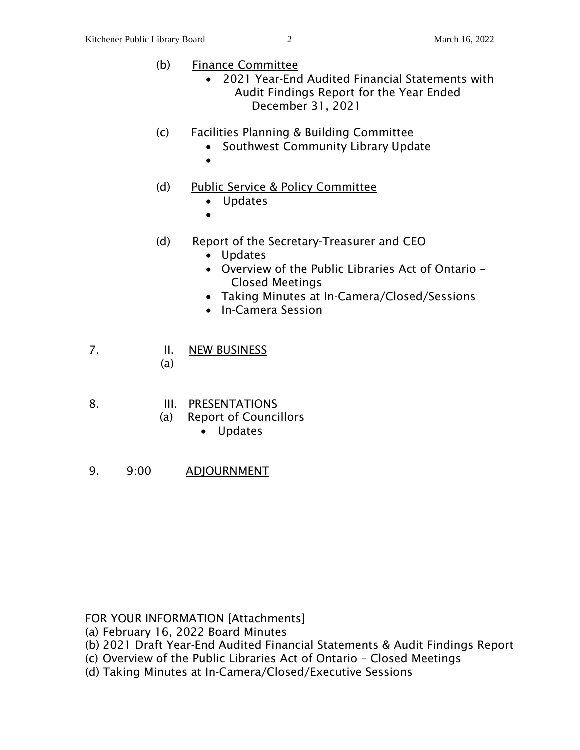(b) Finance Committee

- 2021 Year-End Audited Financial Statements with Audit Findings Report for the Year Ended December 31, 2021

(c) Facilities Planning & Building Committee

- Southwest Community Library Update
-

(d) Public Service & Policy Committee

- Updates
-

(d) Report of the Secretary-Treasurer and CEO

- Updates
- Overview of the Public Libraries Act of Ontario – Closed Meetings
- Taking Minutes at In-Camera/Closed/Sessions
- In-Camera Session

7. II. NEW BUSINESS

(a)

8. III. PRESENTATIONS

(a) Report of Councillors

- Updates

9. 9:00 ADJOURNMENT

FOR YOUR INFORMATION [Attachments]

(a) February 16, 2022 Board Minutes
(b) 2021 Draft Year-End Audited Financial Statements & Audit Findings Report
(c) Overview of the Public Libraries Act of Ontario – Closed Meetings
(d) Taking Minutes at In-Camera/Closed/Executive Sessions